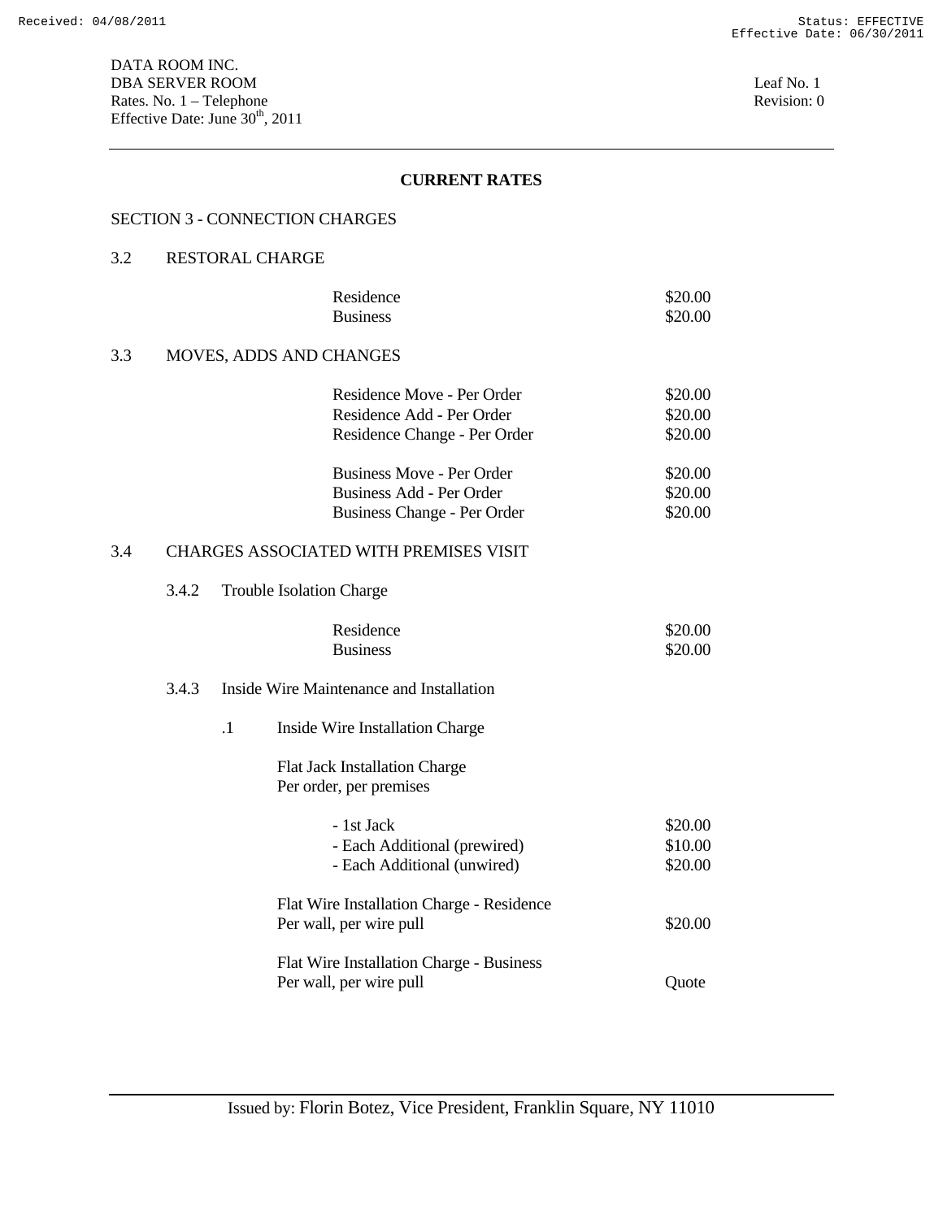DATA ROOM INC.
DBA SERVER ROOM
Rates. No. 1 – Telephone
Effective Date: June 30th, 2011

Leaf No. 1
Revision: 0

## CURRENT RATES

### SECTION 3 - CONNECTION CHARGES

### 3.2 RESTORAL CHARGE

| | |
|---|---|
| Residence | $20.00 |
| Business | $20.00 |

### 3.3 MOVES, ADDS AND CHANGES

| | |
|---|---|
| Residence Move - Per Order | $20.00 |
| Residence Add - Per Order | $20.00 |
| Residence Change - Per Order | $20.00 |
| Business Move - Per Order | $20.00 |
| Business Add - Per Order | $20.00 |
| Business Change - Per Order | $20.00 |

### 3.4 CHARGES ASSOCIATED WITH PREMISES VISIT

#### 3.4.2 Trouble Isolation Charge

| | |
|---|---|
| Residence | $20.00 |
| Business | $20.00 |

#### 3.4.3 Inside Wire Maintenance and Installation

**.1 Inside Wire Installation Charge**

Flat Jack Installation Charge
Per order, per premises

| | |
|---|---|
| - 1st Jack | $20.00 |
| - Each Additional (prewired) | $10.00 |
| - Each Additional (unwired) | $20.00 |

| | |
|---|---|
| Flat Wire Installation Charge - Residence<br>Per wall, per wire pull | $20.00 |
| Flat Wire Installation Charge - Business<br>Per wall, per wire pull | Quote |

Issued by: Florin Botez, Vice President, Franklin Square, NY 11010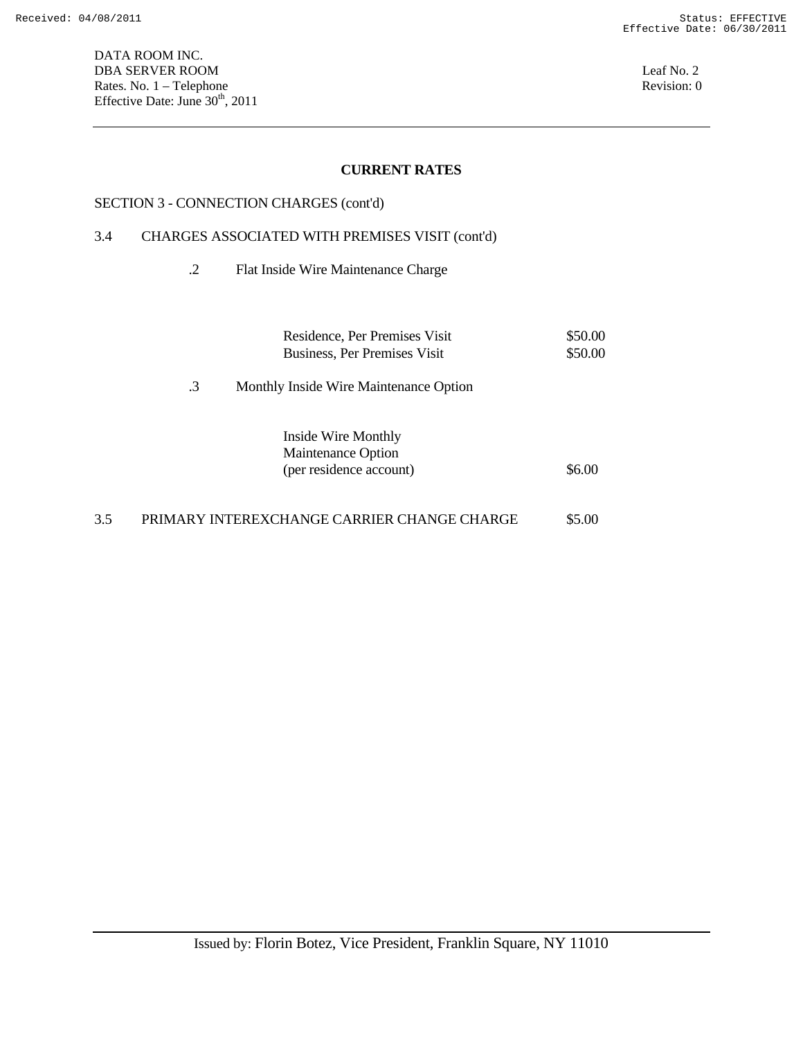DATA ROOM INC.
DBA SERVER ROOM
Rates. No. 1 – Telephone
Effective Date: June 30th, 2011

Leaf No. 2
Revision: 0

## CURRENT RATES

SECTION 3 - CONNECTION CHARGES (cont'd)

3.4 CHARGES ASSOCIATED WITH PREMISES VISIT (cont'd)

.2 Flat Inside Wire Maintenance Charge

| | |
|---|---|
| Residence, Per Premises Visit | $50.00 |
| Business, Per Premises Visit | $50.00 |

.3 Monthly Inside Wire Maintenance Option

| | |
|---|---|
| Inside Wire Monthly Maintenance Option (per residence account) | $6.00 |

3.5 PRIMARY INTEREXCHANGE CARRIER CHANGE CHARGE $5.00

Issued by: Florin Botez, Vice President, Franklin Square, NY 11010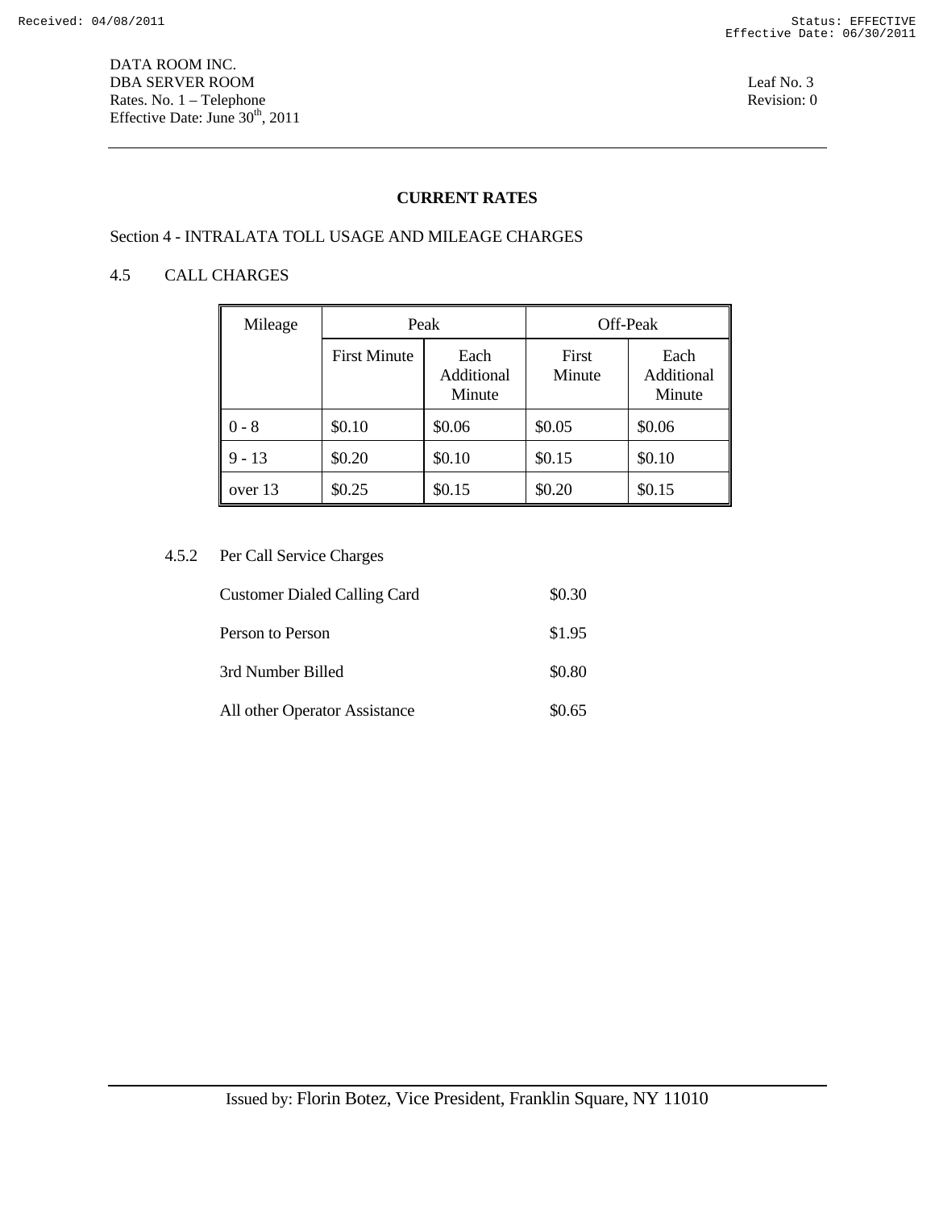DATA ROOM INC.
DBA SERVER ROOM
Rates. No. 1 – Telephone
Effective Date: June 30th, 2011

Leaf No. 3
Revision: 0

## CURRENT RATES

### Section 4 - INTRALATA TOLL USAGE AND MILEAGE CHARGES

### 4.5 CALL CHARGES

| Mileage | Peak | | Off-Peak | |
|---|---|---|---|---|
| | First Minute | Each Additional Minute | First Minute | Each Additional Minute |
| 0 - 8 | $0.10 | $0.06 | $0.05 | $0.06 |
| 9 - 13 | $0.20 | $0.10 | $0.15 | $0.10 |
| over 13 | $0.25 | $0.15 | $0.20 | $0.15 |

4.5.2 Per Call Service Charges

| | |
|---|---|
| Customer Dialed Calling Card | $0.30 |
| Person to Person | $1.95 |
| 3rd Number Billed | $0.80 |
| All other Operator Assistance | $0.65 |

Issued by: Florin Botez, Vice President, Franklin Square, NY 11010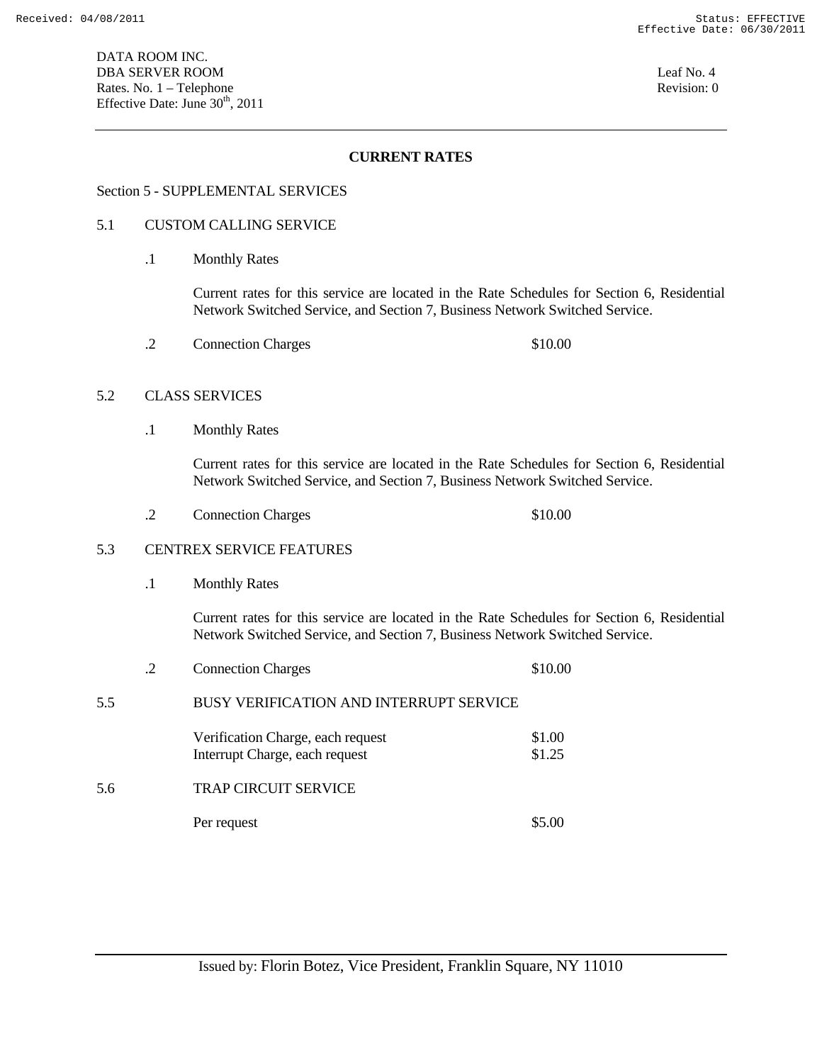DATA ROOM INC.
DBA SERVER ROOM
Rates. No. 1 – Telephone
Effective Date: June 30th, 2011

Leaf No. 4
Revision: 0

## CURRENT RATES

Section 5 - SUPPLEMENTAL SERVICES

5.1 CUSTOM CALLING SERVICE

.1 Monthly Rates

Current rates for this service are located in the Rate Schedules for Section 6, Residential Network Switched Service, and Section 7, Business Network Switched Service.

.2 Connection Charges $10.00

5.2 CLASS SERVICES

.1 Monthly Rates

Current rates for this service are located in the Rate Schedules for Section 6, Residential Network Switched Service, and Section 7, Business Network Switched Service.

.2 Connection Charges $10.00

5.3 CENTREX SERVICE FEATURES

.1 Monthly Rates

Current rates for this service are located in the Rate Schedules for Section 6, Residential Network Switched Service, and Section 7, Business Network Switched Service.

.2 Connection Charges $10.00

5.5 BUSY VERIFICATION AND INTERRUPT SERVICE

| | |
|---|---|
| Verification Charge, each request | $1.00 |
| Interrupt Charge, each request | $1.25 |

5.6 TRAP CIRCUIT SERVICE

| | |
|---|---|
| Per request | $5.00 |

Issued by: Florin Botez, Vice President, Franklin Square, NY 11010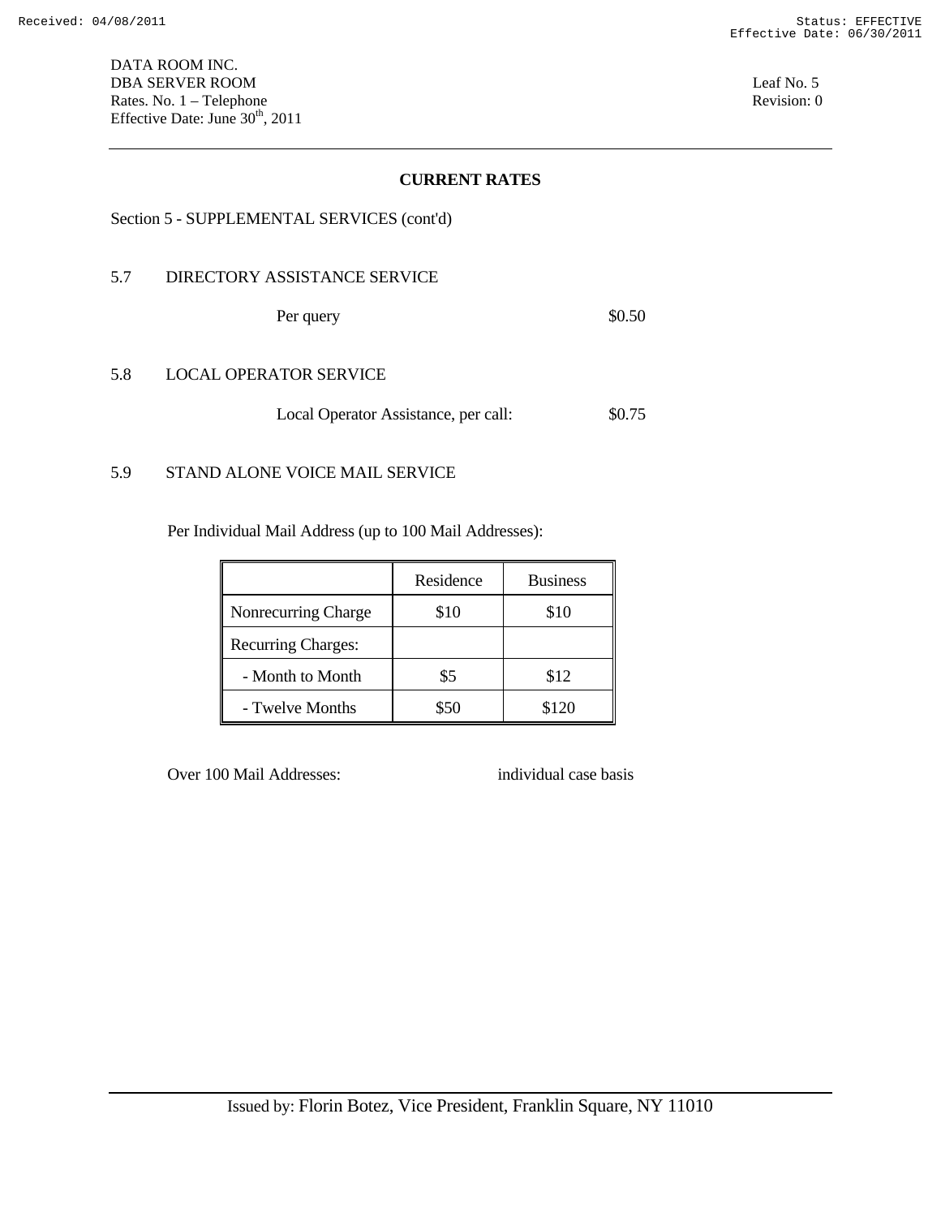DATA ROOM INC.
DBA SERVER ROOM
Rates. No. 1 – Telephone
Effective Date: June 30th, 2011

Leaf No. 5
Revision: 0

## CURRENT RATES

Section 5 - SUPPLEMENTAL SERVICES (cont'd)

### 5.7 DIRECTORY ASSISTANCE SERVICE

Per query $0.50

### 5.8 LOCAL OPERATOR SERVICE

Local Operator Assistance, per call: $0.75

### 5.9 STAND ALONE VOICE MAIL SERVICE

Per Individual Mail Address (up to 100 Mail Addresses):

| | Residence | Business |
|---|---|---|
| Nonrecurring Charge | $10 | $10 |
| Recurring Charges: | | |
| - Month to Month | $5 | $12 |
| - Twelve Months | $50 | $120 |

Over 100 Mail Addresses: individual case basis

Issued by: Florin Botez, Vice President, Franklin Square, NY 11010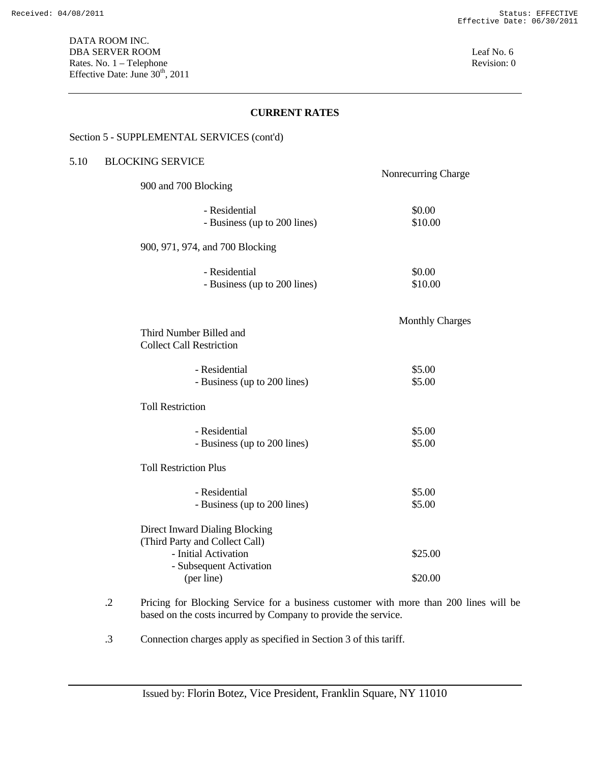DATA ROOM INC.
DBA SERVER ROOM
Rates. No. 1 – Telephone
Effective Date: June 30th, 2011

Leaf No. 6
Revision: 0

---

## CURRENT RATES

Section 5 - SUPPLEMENTAL SERVICES (cont'd)

### 5.10 BLOCKING SERVICE

| | Nonrecurring Charge |
|---|---|
| **900 and 700 Blocking** | |
| - Residential | $0.00 |
| - Business (up to 200 lines) | $10.00 |
| **900, 971, 974, and 700 Blocking** | |
| - Residential | $0.00 |
| - Business (up to 200 lines) | $10.00 |

| | Monthly Charges |
|---|---|
| **Third Number Billed and Collect Call Restriction** | |
| - Residential | $5.00 |
| - Business (up to 200 lines) | $5.00 |
| **Toll Restriction** | |
| - Residential | $5.00 |
| - Business (up to 200 lines) | $5.00 |
| **Toll Restriction Plus** | |
| - Residential | $5.00 |
| - Business (up to 200 lines) | $5.00 |
| **Direct Inward Dialing Blocking (Third Party and Collect Call)** | |
| - Initial Activation | $25.00 |
| - Subsequent Activation (per line) | $20.00 |

.2 Pricing for Blocking Service for a business customer with more than 200 lines will be based on the costs incurred by Company to provide the service.

.3 Connection charges apply as specified in Section 3 of this tariff.

---

Issued by: Florin Botez, Vice President, Franklin Square, NY 11010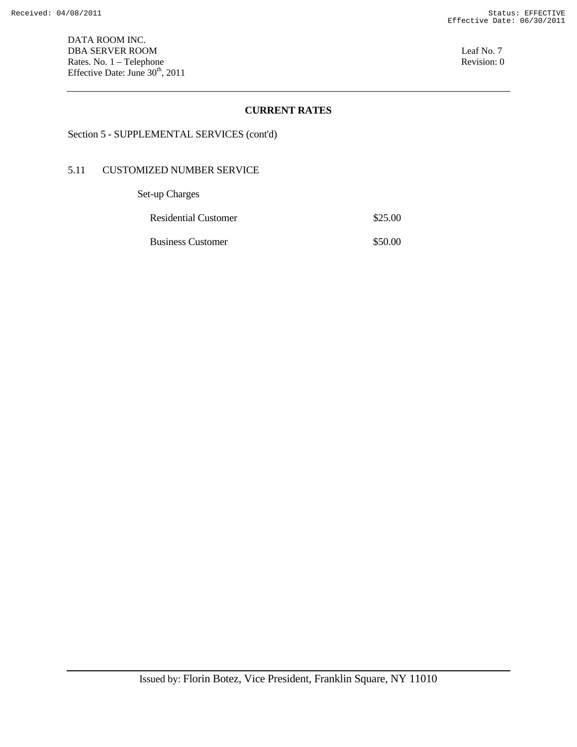DATA ROOM INC.
DBA SERVER ROOM
Rates. No. 1 – Telephone
Effective Date: June 30th, 2011

Leaf No. 7
Revision: 0

## CURRENT RATES

Section 5 - SUPPLEMENTAL SERVICES (cont'd)

### 5.11 CUSTOMIZED NUMBER SERVICE

Set-up Charges

| | |
|---|---|
| Residential Customer | $25.00 |
| Business Customer | $50.00 |

Issued by: Florin Botez, Vice President, Franklin Square, NY 11010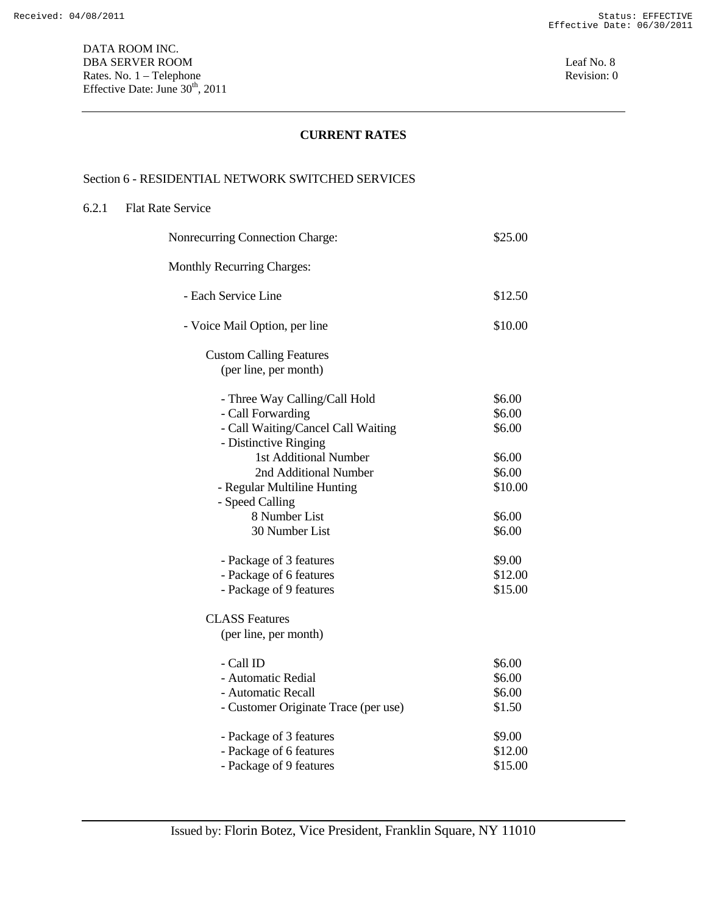DATA ROOM INC.
DBA SERVER ROOM
Rates. No. 1 – Telephone
Effective Date: June 30th, 2011

Leaf No. 8
Revision: 0

## CURRENT RATES

### Section 6 - RESIDENTIAL NETWORK SWITCHED SERVICES

6.2.1 Flat Rate Service

| | |
|---|---|
| Nonrecurring Connection Charge: | $25.00 |
| Monthly Recurring Charges: | |
| - Each Service Line | $12.50 |
| - Voice Mail Option, per line | $10.00 |
| Custom Calling Features (per line, per month) | |
| - Three Way Calling/Call Hold | $6.00 |
| - Call Forwarding | $6.00 |
| - Call Waiting/Cancel Call Waiting | $6.00 |
| - Distinctive Ringing | |
| 1st Additional Number | $6.00 |
| 2nd Additional Number | $6.00 |
| - Regular Multiline Hunting | $10.00 |
| - Speed Calling | |
| 8 Number List | $6.00 |
| 30 Number List | $6.00 |
| - Package of 3 features | $9.00 |
| - Package of 6 features | $12.00 |
| - Package of 9 features | $15.00 |
| CLASS Features (per line, per month) | |
| - Call ID | $6.00 |
| - Automatic Redial | $6.00 |
| - Automatic Recall | $6.00 |
| - Customer Originate Trace (per use) | $1.50 |
| - Package of 3 features | $9.00 |
| - Package of 6 features | $12.00 |
| - Package of 9 features | $15.00 |

Issued by: Florin Botez, Vice President, Franklin Square, NY 11010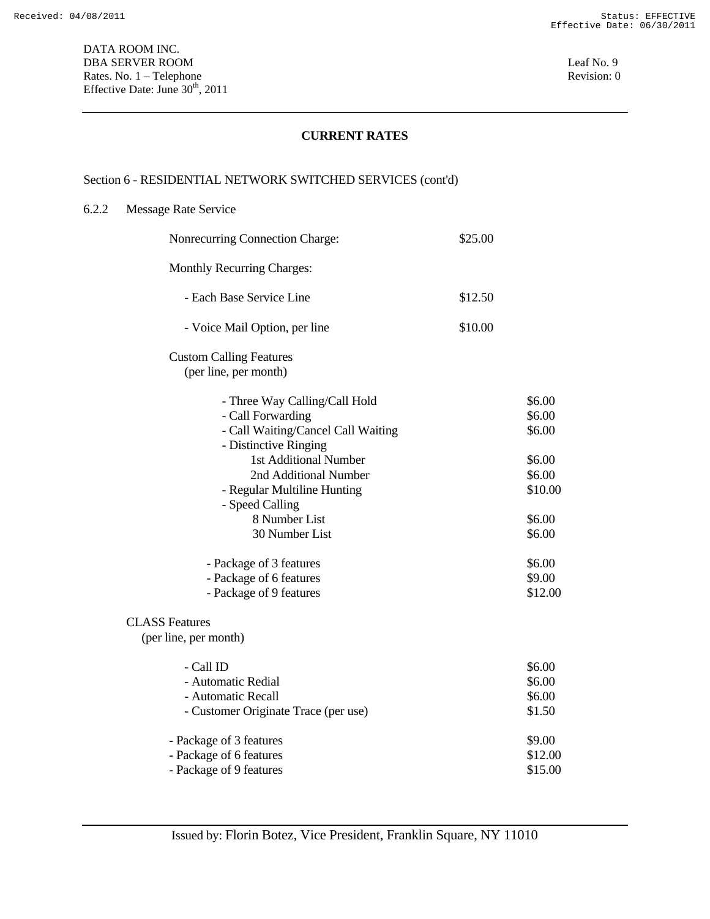DATA ROOM INC.
DBA SERVER ROOM
Rates. No. 1 – Telephone
Effective Date: June 30th, 2011

Leaf No. 9
Revision: 0

## CURRENT RATES

Section 6 - RESIDENTIAL NETWORK SWITCHED SERVICES (cont'd)

### 6.2.2 Message Rate Service

| | |
|---|---|
| Nonrecurring Connection Charge: | $25.00 |
| Monthly Recurring Charges: | |
| - Each Base Service Line | $12.50 |
| - Voice Mail Option, per line | $10.00 |

Custom Calling Features
(per line, per month)

| | |
|---|---|
| - Three Way Calling/Call Hold | $6.00 |
| - Call Forwarding | $6.00 |
| - Call Waiting/Cancel Call Waiting | $6.00 |
| - Distinctive Ringing | |
| 1st Additional Number | $6.00 |
| 2nd Additional Number | $6.00 |
| - Regular Multiline Hunting | $10.00 |
| - Speed Calling | |
| 8 Number List | $6.00 |
| 30 Number List | $6.00 |
| - Package of 3 features | $6.00 |
| - Package of 6 features | $9.00 |
| - Package of 9 features | $12.00 |

CLASS Features
(per line, per month)

| | |
|---|---|
| - Call ID | $6.00 |
| - Automatic Redial | $6.00 |
| - Automatic Recall | $6.00 |
| - Customer Originate Trace (per use) | $1.50 |
| - Package of 3 features | $9.00 |
| - Package of 6 features | $12.00 |
| - Package of 9 features | $15.00 |

Issued by: Florin Botez, Vice President, Franklin Square, NY 11010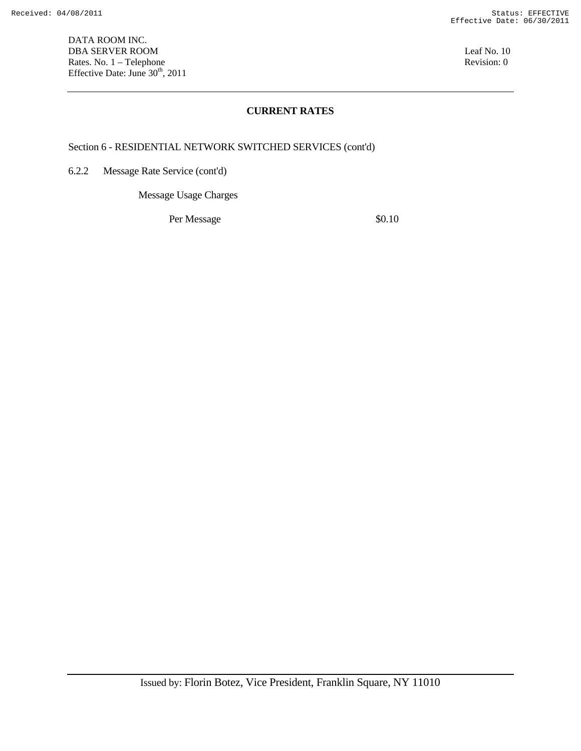DATA ROOM INC.
DBA SERVER ROOM
Rates. No. 1 – Telephone
Effective Date: June 30th, 2011

Leaf No. 10
Revision: 0

## CURRENT RATES

Section 6 - RESIDENTIAL NETWORK SWITCHED SERVICES (cont'd)

6.2.2 Message Rate Service (cont'd)

Message Usage Charges

| | |
|---|---|
| Per Message | $0.10 |

Issued by: Florin Botez, Vice President, Franklin Square, NY 11010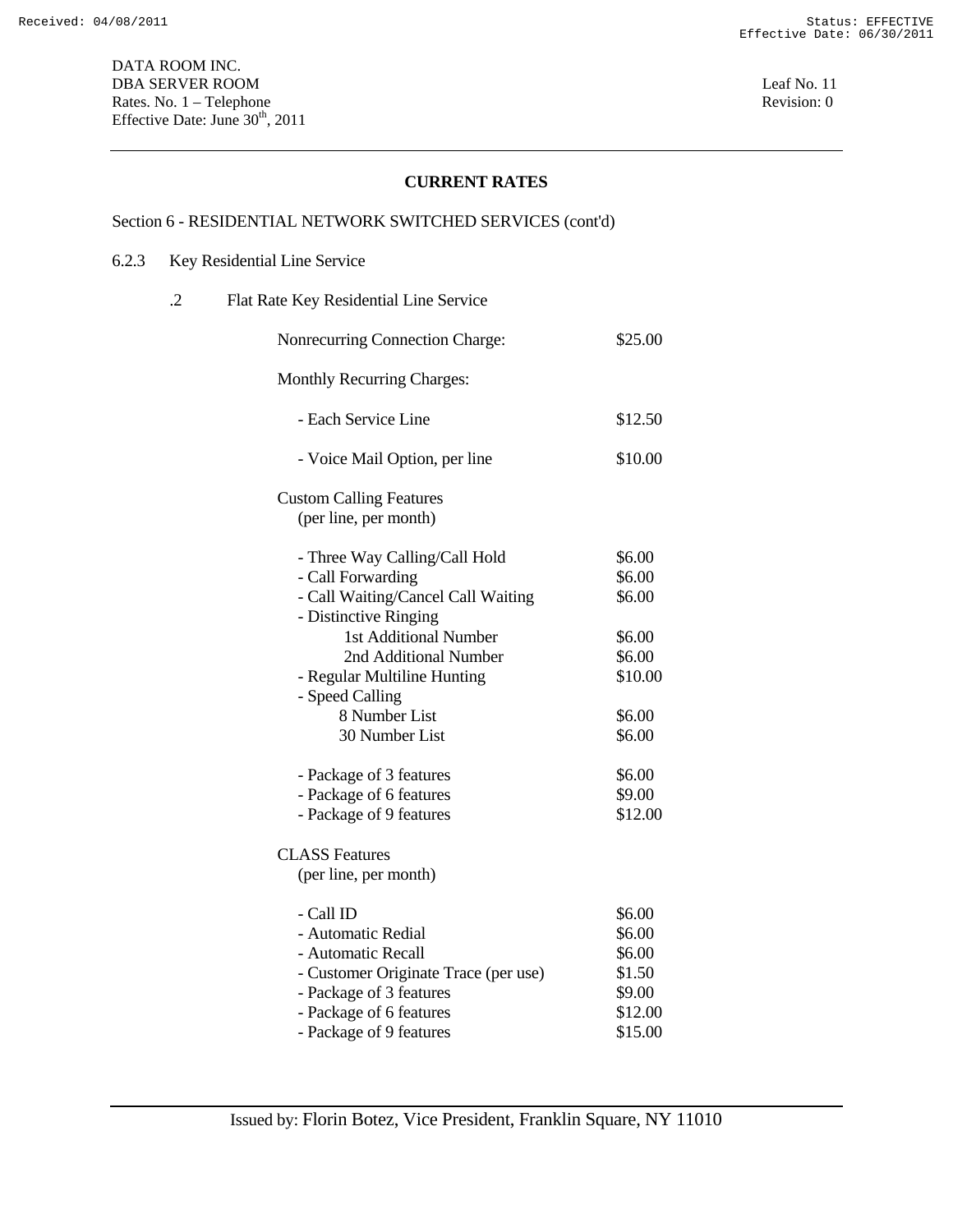DATA ROOM INC.
DBA SERVER ROOM
Rates. No. 1 – Telephone
Effective Date: June 30th, 2011

Leaf No. 11
Revision: 0

## CURRENT RATES

Section 6 - RESIDENTIAL NETWORK SWITCHED SERVICES (cont'd)

6.2.3 Key Residential Line Service

.2 Flat Rate Key Residential Line Service

| | |
|---|---|
| Nonrecurring Connection Charge: | $25.00 |
| Monthly Recurring Charges: | |
| - Each Service Line | $12.50 |
| - Voice Mail Option, per line | $10.00 |
| Custom Calling Features (per line, per month) | |
| - Three Way Calling/Call Hold | $6.00 |
| - Call Forwarding | $6.00 |
| - Call Waiting/Cancel Call Waiting | $6.00 |
| - Distinctive Ringing | |
| 1st Additional Number | $6.00 |
| 2nd Additional Number | $6.00 |
| - Regular Multiline Hunting | $10.00 |
| - Speed Calling | |
| 8 Number List | $6.00 |
| 30 Number List | $6.00 |
| - Package of 3 features | $6.00 |
| - Package of 6 features | $9.00 |
| - Package of 9 features | $12.00 |
| CLASS Features (per line, per month) | |
| - Call ID | $6.00 |
| - Automatic Redial | $6.00 |
| - Automatic Recall | $6.00 |
| - Customer Originate Trace (per use) | $1.50 |
| - Package of 3 features | $9.00 |
| - Package of 6 features | $12.00 |
| - Package of 9 features | $15.00 |

Issued by: Florin Botez, Vice President, Franklin Square, NY 11010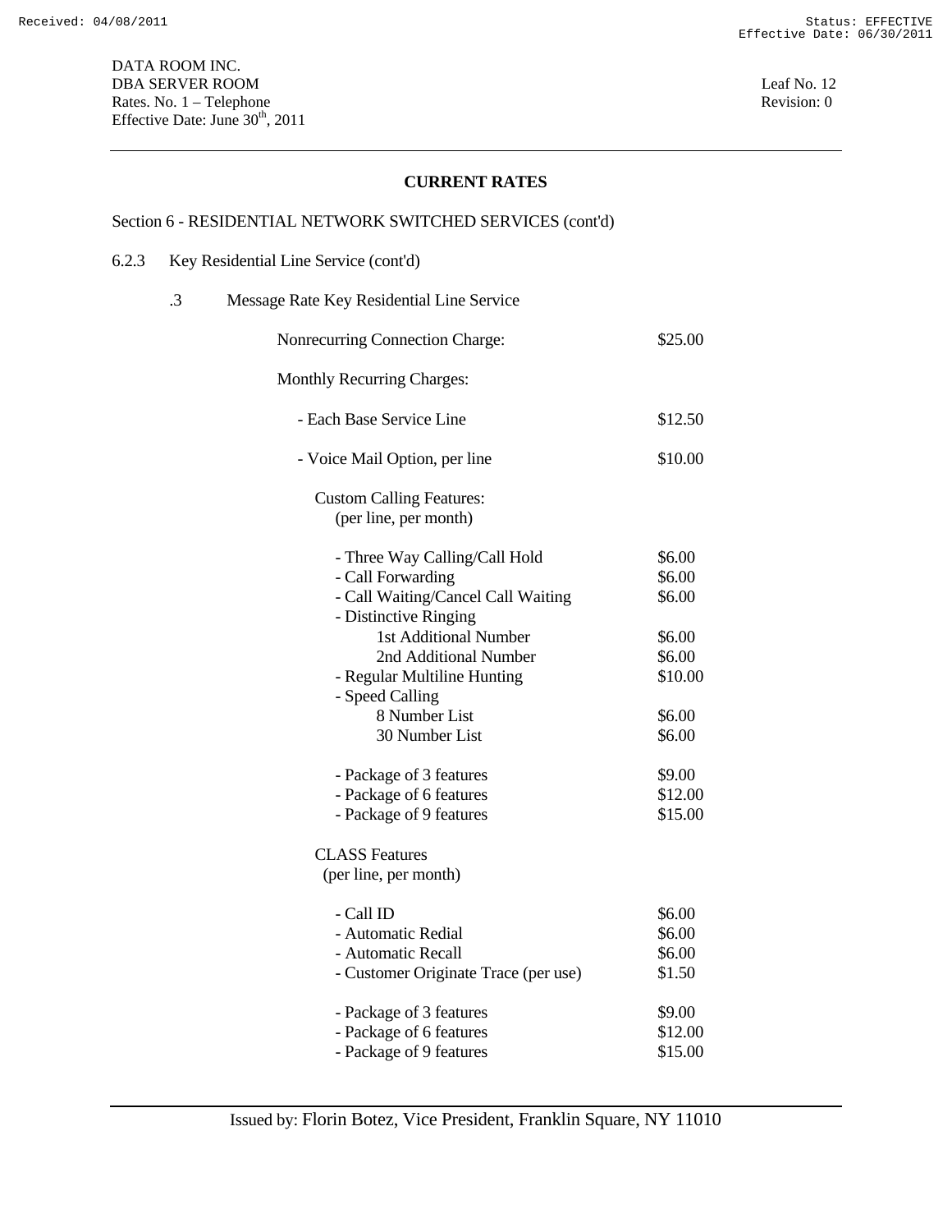DATA ROOM INC.
DBA SERVER ROOM
Rates. No. 1 – Telephone
Effective Date: June 30th, 2011

Leaf No. 12
Revision: 0

## CURRENT RATES

Section 6 - RESIDENTIAL NETWORK SWITCHED SERVICES (cont'd)

6.2.3 Key Residential Line Service (cont'd)

.3 Message Rate Key Residential Line Service

| | |
|---|---|
| Nonrecurring Connection Charge: | $25.00 |
| Monthly Recurring Charges: | |
| - Each Base Service Line | $12.50 |
| - Voice Mail Option, per line | $10.00 |
| Custom Calling Features: (per line, per month) | |
| - Three Way Calling/Call Hold | $6.00 |
| - Call Forwarding | $6.00 |
| - Call Waiting/Cancel Call Waiting | $6.00 |
| - Distinctive Ringing | |
| 1st Additional Number | $6.00 |
| 2nd Additional Number | $6.00 |
| - Regular Multiline Hunting | $10.00 |
| - Speed Calling | |
| 8 Number List | $6.00 |
| 30 Number List | $6.00 |
| - Package of 3 features | $9.00 |
| - Package of 6 features | $12.00 |
| - Package of 9 features | $15.00 |
| CLASS Features (per line, per month) | |
| - Call ID | $6.00 |
| - Automatic Redial | $6.00 |
| - Automatic Recall | $6.00 |
| - Customer Originate Trace (per use) | $1.50 |
| - Package of 3 features | $9.00 |
| - Package of 6 features | $12.00 |
| - Package of 9 features | $15.00 |

Issued by: Florin Botez, Vice President, Franklin Square, NY 11010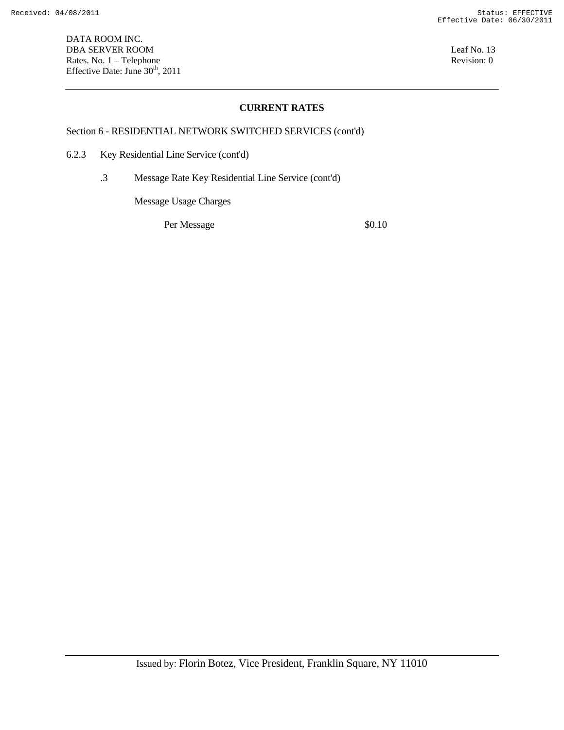DATA ROOM INC.
DBA SERVER ROOM
Rates. No. 1 – Telephone
Effective Date: June 30th, 2011

Leaf No. 13
Revision: 0

---

**CURRENT RATES**

Section 6 - RESIDENTIAL NETWORK SWITCHED SERVICES (cont'd)

6.2.3 Key Residential Line Service (cont'd)

.3 Message Rate Key Residential Line Service (cont'd)

Message Usage Charges

| | |
|---|---|
| Per Message | $0.10 |

---

Issued by: Florin Botez, Vice President, Franklin Square, NY 11010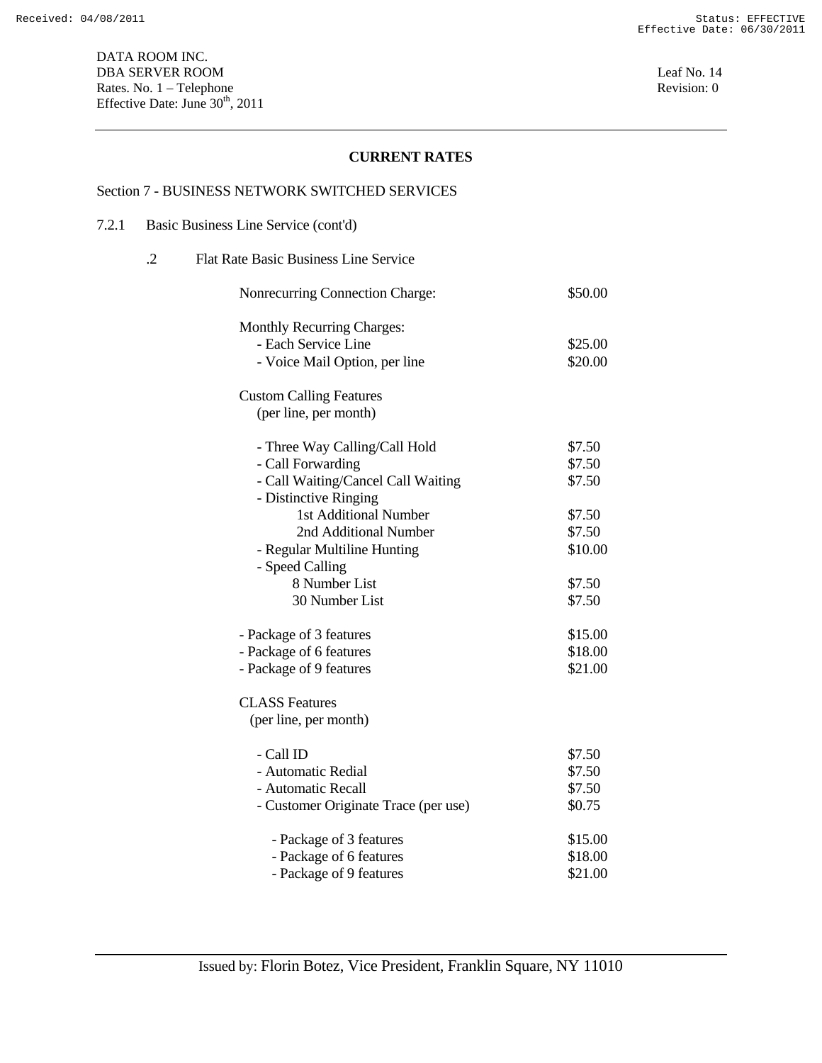DATA ROOM INC.
DBA SERVER ROOM
Rates. No. 1 – Telephone
Effective Date: June 30th, 2011

Leaf No. 14
Revision: 0

## CURRENT RATES

### Section 7 - BUSINESS NETWORK SWITCHED SERVICES

7.2.1 Basic Business Line Service (cont'd)

.2 Flat Rate Basic Business Line Service

| | |
|---|---|
| Nonrecurring Connection Charge: | $50.00 |
| **Monthly Recurring Charges:** | |
| - Each Service Line | $25.00 |
| - Voice Mail Option, per line | $20.00 |
| **Custom Calling Features** (per line, per month) | |
| - Three Way Calling/Call Hold | $7.50 |
| - Call Forwarding | $7.50 |
| - Call Waiting/Cancel Call Waiting | $7.50 |
| - Distinctive Ringing | |
| 1st Additional Number | $7.50 |
| 2nd Additional Number | $7.50 |
| - Regular Multiline Hunting | $10.00 |
| - Speed Calling | |
| 8 Number List | $7.50 |
| 30 Number List | $7.50 |
| - Package of 3 features | $15.00 |
| - Package of 6 features | $18.00 |
| - Package of 9 features | $21.00 |
| **CLASS Features** (per line, per month) | |
| - Call ID | $7.50 |
| - Automatic Redial | $7.50 |
| - Automatic Recall | $7.50 |
| - Customer Originate Trace (per use) | $0.75 |
| - Package of 3 features | $15.00 |
| - Package of 6 features | $18.00 |
| - Package of 9 features | $21.00 |

Issued by: Florin Botez, Vice President, Franklin Square, NY 11010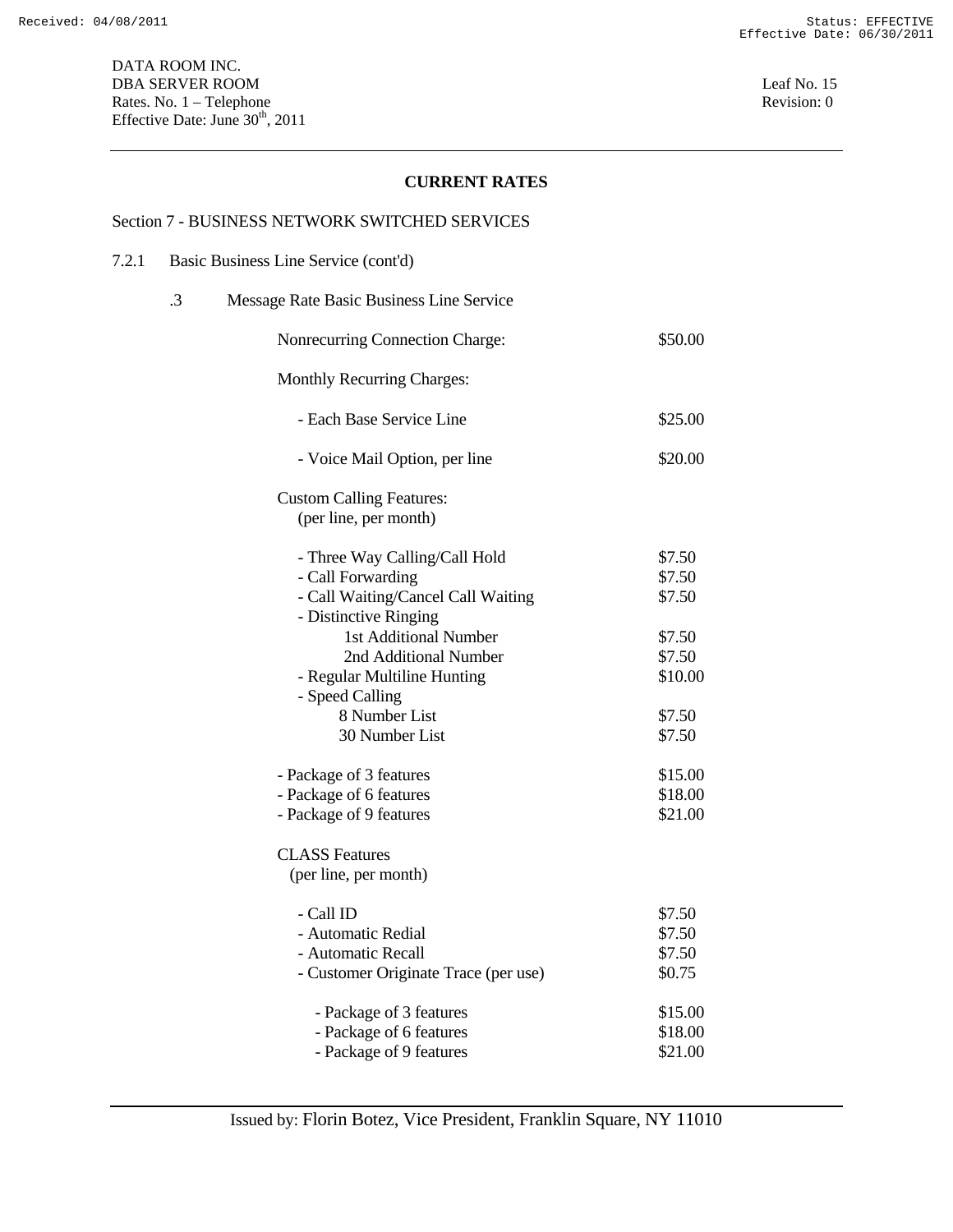DATA ROOM INC.
DBA SERVER ROOM
Rates. No. 1 – Telephone
Effective Date: June 30th, 2011

Leaf No. 15
Revision: 0

## CURRENT RATES

Section 7 - BUSINESS NETWORK SWITCHED SERVICES

7.2.1 Basic Business Line Service (cont'd)

.3 Message Rate Basic Business Line Service

| | |
|---|---|
| Nonrecurring Connection Charge: | $50.00 |
| **Monthly Recurring Charges:** | |
| - Each Base Service Line | $25.00 |
| - Voice Mail Option, per line | $20.00 |
| **Custom Calling Features:** (per line, per month) | |
| - Three Way Calling/Call Hold | $7.50 |
| - Call Forwarding | $7.50 |
| - Call Waiting/Cancel Call Waiting | $7.50 |
| - Distinctive Ringing | |
| 1st Additional Number | $7.50 |
| 2nd Additional Number | $7.50 |
| - Regular Multiline Hunting | $10.00 |
| - Speed Calling | |
| 8 Number List | $7.50 |
| 30 Number List | $7.50 |
| - Package of 3 features | $15.00 |
| - Package of 6 features | $18.00 |
| - Package of 9 features | $21.00 |
| **CLASS Features** (per line, per month) | |
| - Call ID | $7.50 |
| - Automatic Redial | $7.50 |
| - Automatic Recall | $7.50 |
| - Customer Originate Trace (per use) | $0.75 |
| - Package of 3 features | $15.00 |
| - Package of 6 features | $18.00 |
| - Package of 9 features | $21.00 |

Issued by: Florin Botez, Vice President, Franklin Square, NY 11010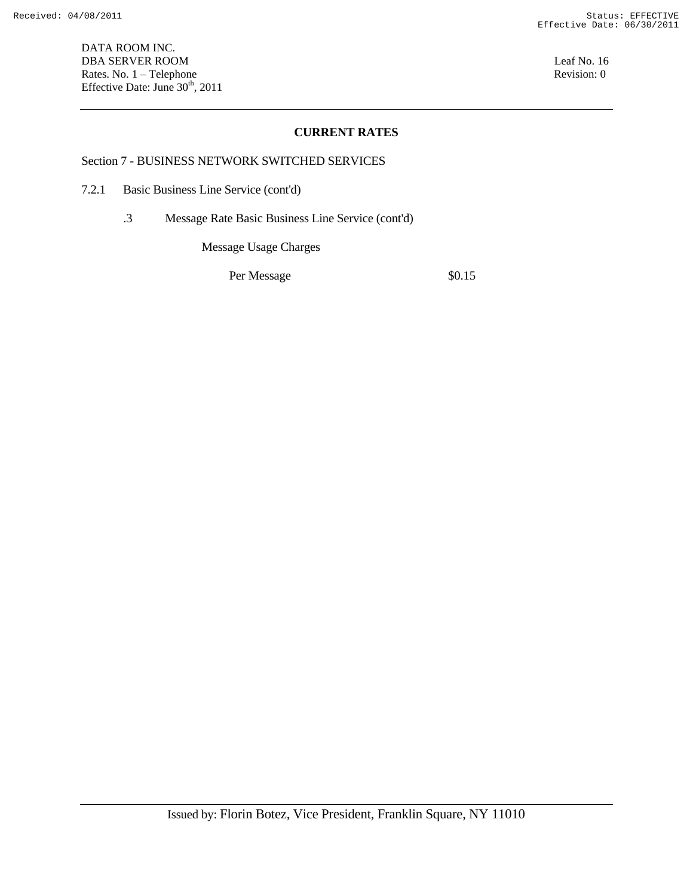## CURRENT RATES

Section 7 - BUSINESS NETWORK SWITCHED SERVICES

7.2.1 Basic Business Line Service (cont'd)

.3 Message Rate Basic Business Line Service (cont'd)

Message Usage Charges

| | |
|---|---|
| Per Message | $0.15 |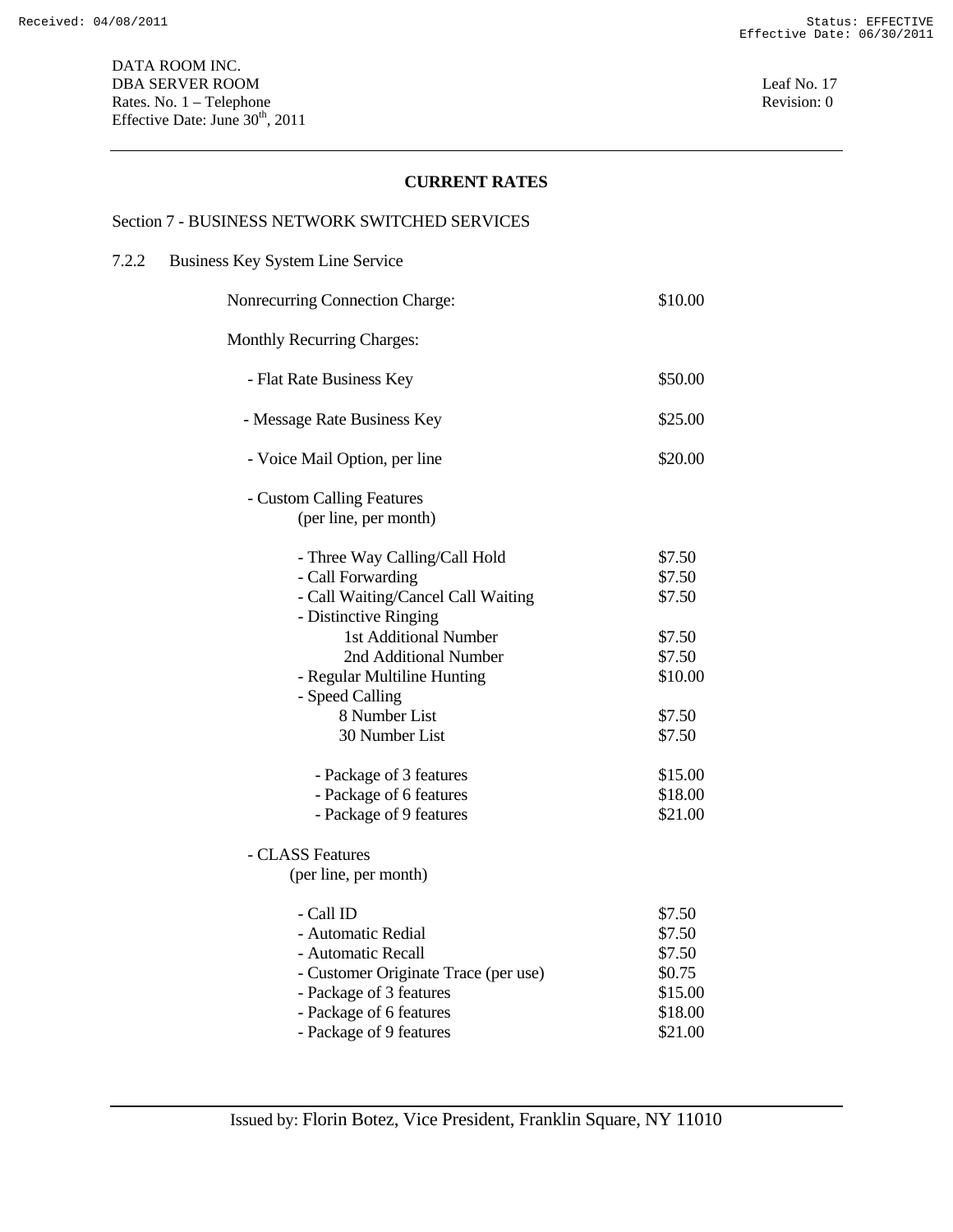DATA ROOM INC.
DBA SERVER ROOM
Rates. No. 1 – Telephone
Effective Date: June 30th, 2011

Leaf No. 17
Revision: 0

## CURRENT RATES

### Section 7 - BUSINESS NETWORK SWITCHED SERVICES

### 7.2.2 Business Key System Line Service

| | |
|---|---|
| Nonrecurring Connection Charge: | $10.00 |
| Monthly Recurring Charges: | |
| - Flat Rate Business Key | $50.00 |
| - Message Rate Business Key | $25.00 |
| - Voice Mail Option, per line | $20.00 |
| - Custom Calling Features (per line, per month) | |
| - Three Way Calling/Call Hold | $7.50 |
| - Call Forwarding | $7.50 |
| - Call Waiting/Cancel Call Waiting | $7.50 |
| - Distinctive Ringing | |
| 1st Additional Number | $7.50 |
| 2nd Additional Number | $7.50 |
| - Regular Multiline Hunting | $10.00 |
| - Speed Calling | |
| 8 Number List | $7.50 |
| 30 Number List | $7.50 |
| - Package of 3 features | $15.00 |
| - Package of 6 features | $18.00 |
| - Package of 9 features | $21.00 |
| - CLASS Features (per line, per month) | |
| - Call ID | $7.50 |
| - Automatic Redial | $7.50 |
| - Automatic Recall | $7.50 |
| - Customer Originate Trace (per use) | $0.75 |
| - Package of 3 features | $15.00 |
| - Package of 6 features | $18.00 |
| - Package of 9 features | $21.00 |

Issued by: Florin Botez, Vice President, Franklin Square, NY 11010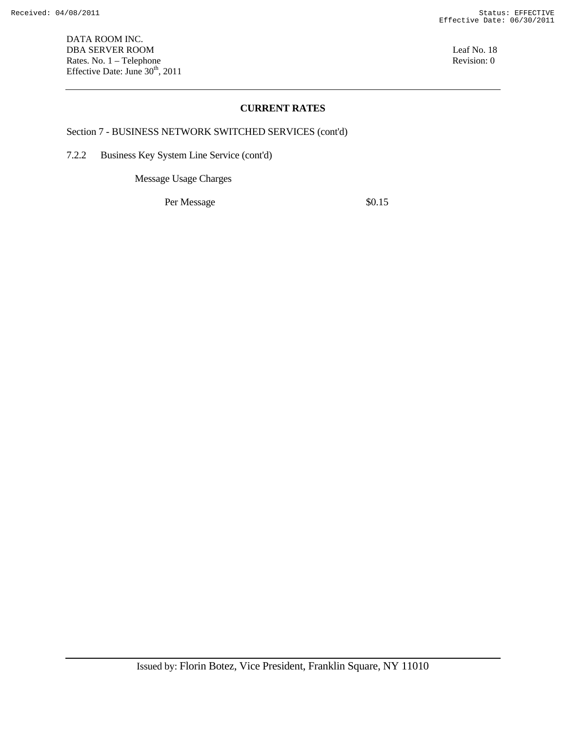DATA ROOM INC.
DBA SERVER ROOM
Rates. No. 1 – Telephone
Effective Date: June 30th, 2011

Leaf No. 18
Revision: 0

## CURRENT RATES

Section 7 - BUSINESS NETWORK SWITCHED SERVICES (cont'd)

7.2.2 Business Key System Line Service (cont'd)

Message Usage Charges

| | |
|---|---|
| Per Message | $0.15 |

Issued by: Florin Botez, Vice President, Franklin Square, NY 11010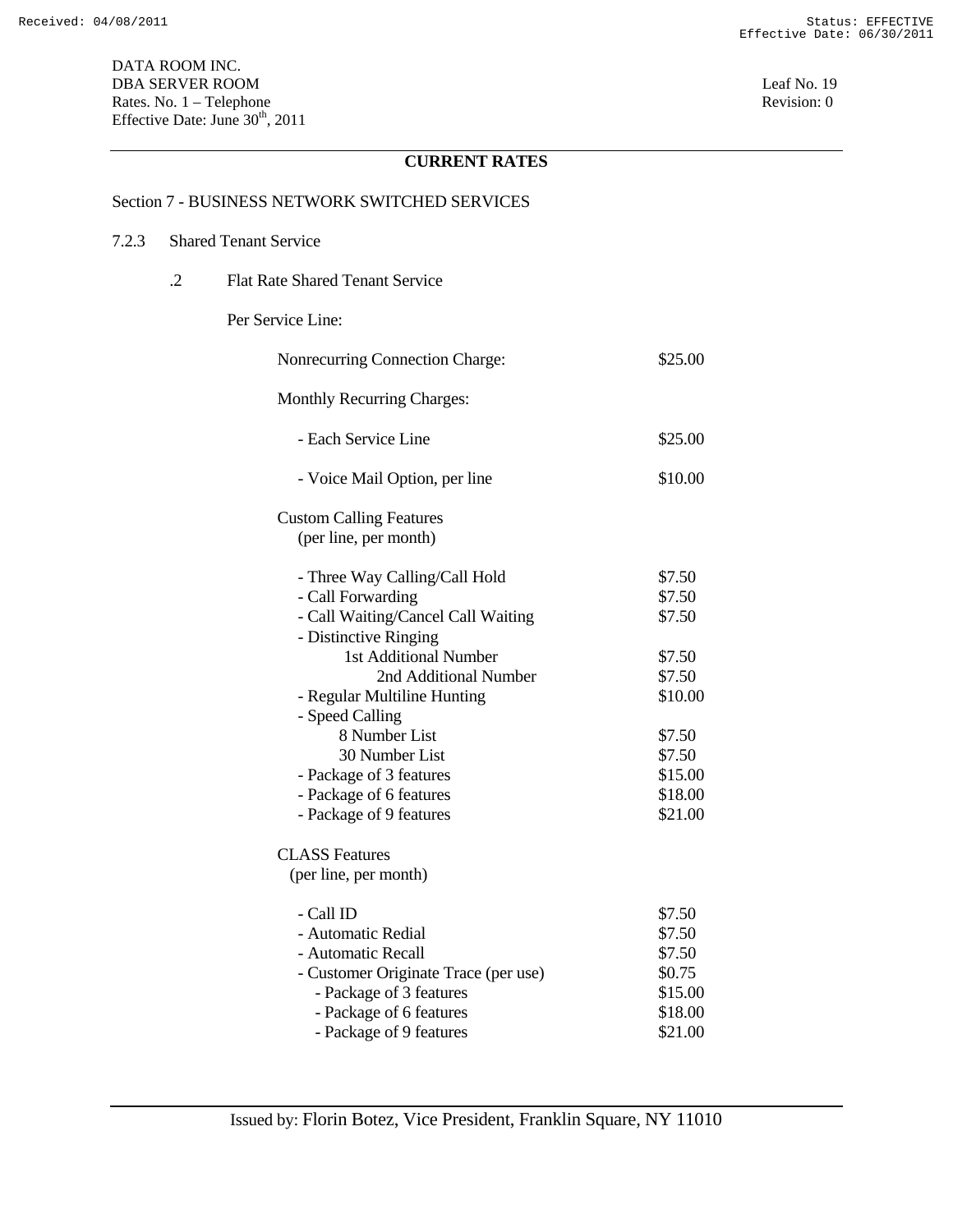DATA ROOM INC.
DBA SERVER ROOM
Rates. No. 1 – Telephone
Effective Date: June 30th, 2011

Leaf No. 19
Revision: 0

## CURRENT RATES

Section 7 - BUSINESS NETWORK SWITCHED SERVICES

7.2.3 Shared Tenant Service

.2 Flat Rate Shared Tenant Service

Per Service Line:

| | |
|---|---|
| Nonrecurring Connection Charge: | $25.00 |
| Monthly Recurring Charges: | |
| - Each Service Line | $25.00 |
| - Voice Mail Option, per line | $10.00 |
| Custom Calling Features (per line, per month) | |
| - Three Way Calling/Call Hold | $7.50 |
| - Call Forwarding | $7.50 |
| - Call Waiting/Cancel Call Waiting | $7.50 |
| - Distinctive Ringing | |
| 1st Additional Number | $7.50 |
| 2nd Additional Number | $7.50 |
| - Regular Multiline Hunting | $10.00 |
| - Speed Calling | |
| 8 Number List | $7.50 |
| 30 Number List | $7.50 |
| - Package of 3 features | $15.00 |
| - Package of 6 features | $18.00 |
| - Package of 9 features | $21.00 |
| CLASS Features (per line, per month) | |
| - Call ID | $7.50 |
| - Automatic Redial | $7.50 |
| - Automatic Recall | $7.50 |
| - Customer Originate Trace (per use) | $0.75 |
| - Package of 3 features | $15.00 |
| - Package of 6 features | $18.00 |
| - Package of 9 features | $21.00 |

Issued by: Florin Botez, Vice President, Franklin Square, NY 11010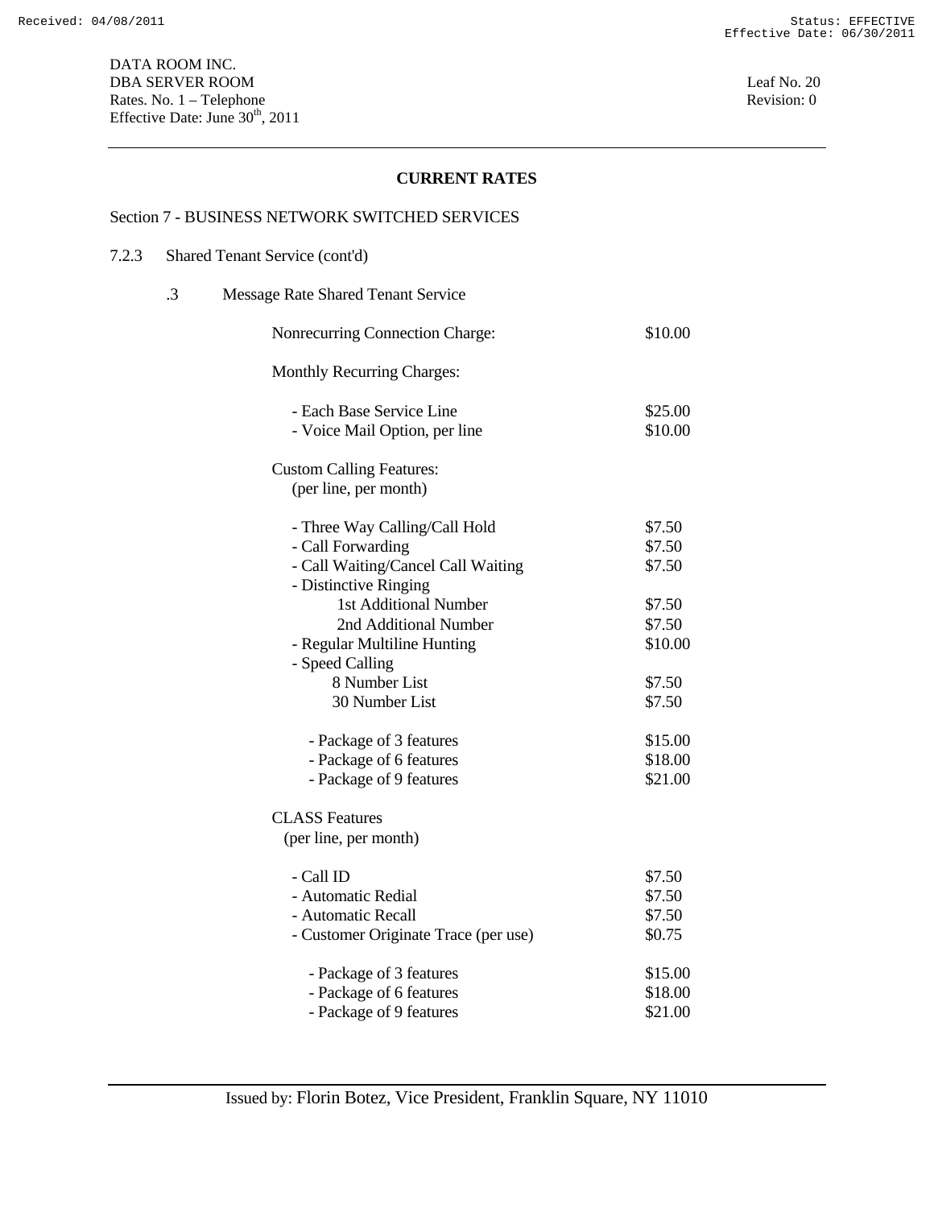DATA ROOM INC.
DBA SERVER ROOM
Rates. No. 1 – Telephone
Effective Date: June 30th, 2011

Leaf No. 20
Revision: 0

## CURRENT RATES

Section 7 - BUSINESS NETWORK SWITCHED SERVICES

7.2.3 Shared Tenant Service (cont'd)

.3 Message Rate Shared Tenant Service

| | |
|---|---|
| Nonrecurring Connection Charge: | $10.00 |
| Monthly Recurring Charges: | |
| - Each Base Service Line | $25.00 |
| - Voice Mail Option, per line | $10.00 |
| Custom Calling Features: (per line, per month) | |
| - Three Way Calling/Call Hold | $7.50 |
| - Call Forwarding | $7.50 |
| - Call Waiting/Cancel Call Waiting | $7.50 |
| - Distinctive Ringing | |
| 1st Additional Number | $7.50 |
| 2nd Additional Number | $7.50 |
| - Regular Multiline Hunting | $10.00 |
| - Speed Calling | |
| 8 Number List | $7.50 |
| 30 Number List | $7.50 |
| - Package of 3 features | $15.00 |
| - Package of 6 features | $18.00 |
| - Package of 9 features | $21.00 |
| CLASS Features (per line, per month) | |
| - Call ID | $7.50 |
| - Automatic Redial | $7.50 |
| - Automatic Recall | $7.50 |
| - Customer Originate Trace (per use) | $0.75 |
| - Package of 3 features | $15.00 |
| - Package of 6 features | $18.00 |
| - Package of 9 features | $21.00 |

Issued by: Florin Botez, Vice President, Franklin Square, NY 11010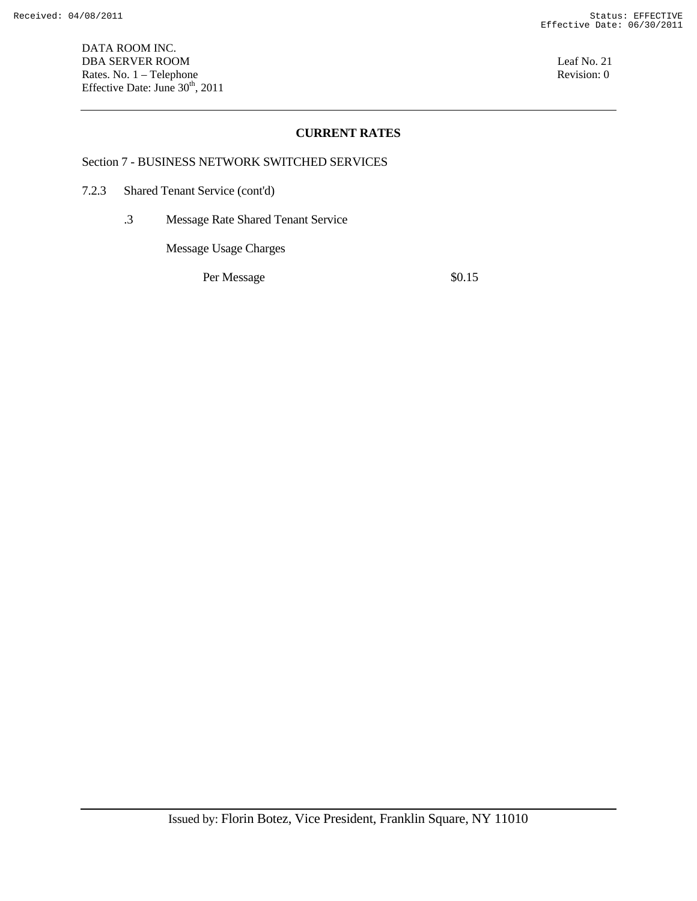## CURRENT RATES

Section 7 - BUSINESS NETWORK SWITCHED SERVICES

7.2.3 Shared Tenant Service (cont'd)

.3 Message Rate Shared Tenant Service

Message Usage Charges

| | |
|---|---|
| Per Message | $0.15 |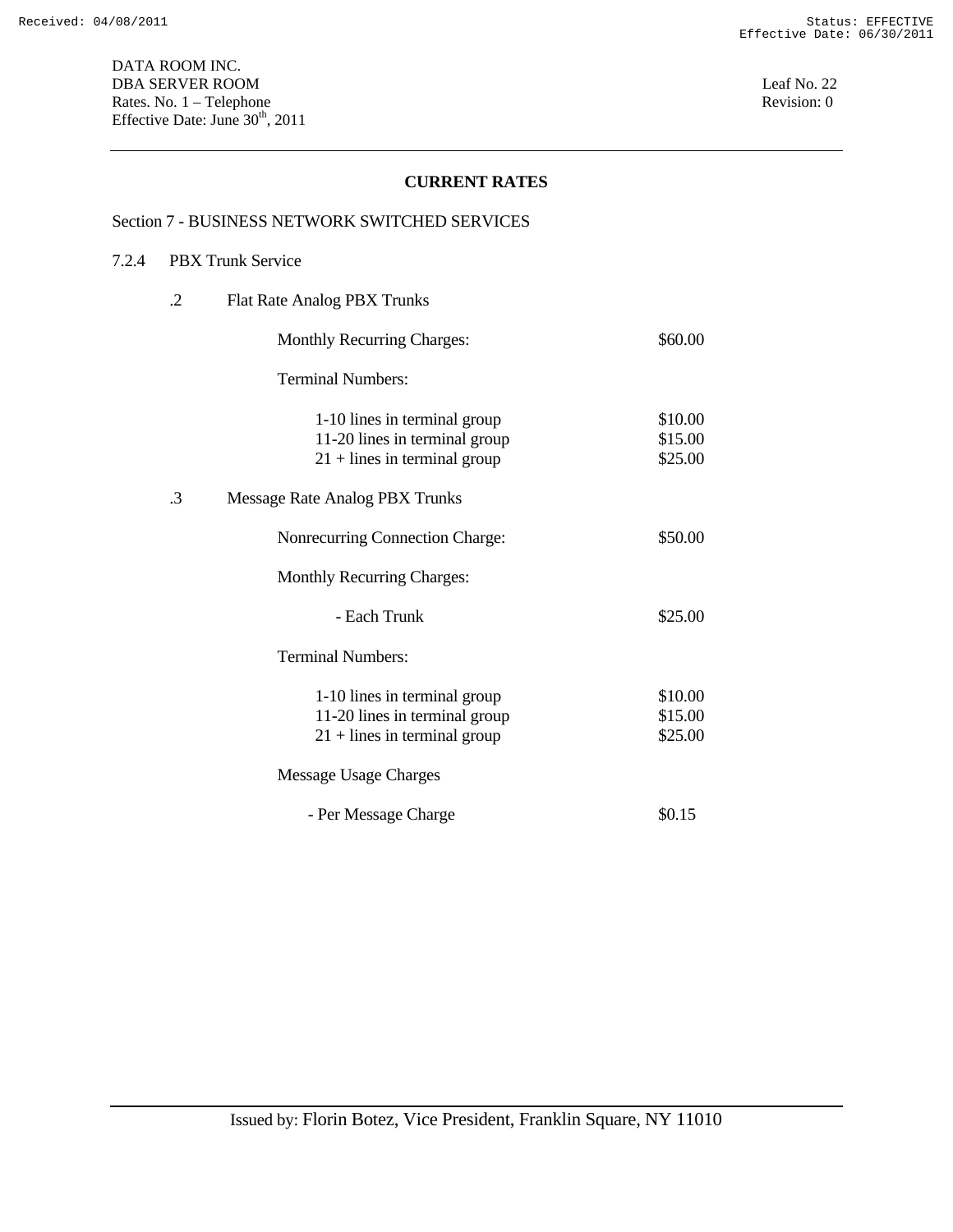DATA ROOM INC.
DBA SERVER ROOM
Rates. No. 1 – Telephone
Effective Date: June 30th, 2011

Leaf No. 22
Revision: 0

## CURRENT RATES

Section 7 - BUSINESS NETWORK SWITCHED SERVICES

7.2.4 PBX Trunk Service

.2 Flat Rate Analog PBX Trunks

| | |
|---|---|
| Monthly Recurring Charges: | $60.00 |
| Terminal Numbers: | |
| 1-10 lines in terminal group | $10.00 |
| 11-20 lines in terminal group | $15.00 |
| 21 + lines in terminal group | $25.00 |

.3 Message Rate Analog PBX Trunks

| | |
|---|---|
| Nonrecurring Connection Charge: | $50.00 |
| Monthly Recurring Charges: | |
| - Each Trunk | $25.00 |
| Terminal Numbers: | |
| 1-10 lines in terminal group | $10.00 |
| 11-20 lines in terminal group | $15.00 |
| 21 + lines in terminal group | $25.00 |
| Message Usage Charges | |
| - Per Message Charge | $0.15 |

Issued by: Florin Botez, Vice President, Franklin Square, NY 11010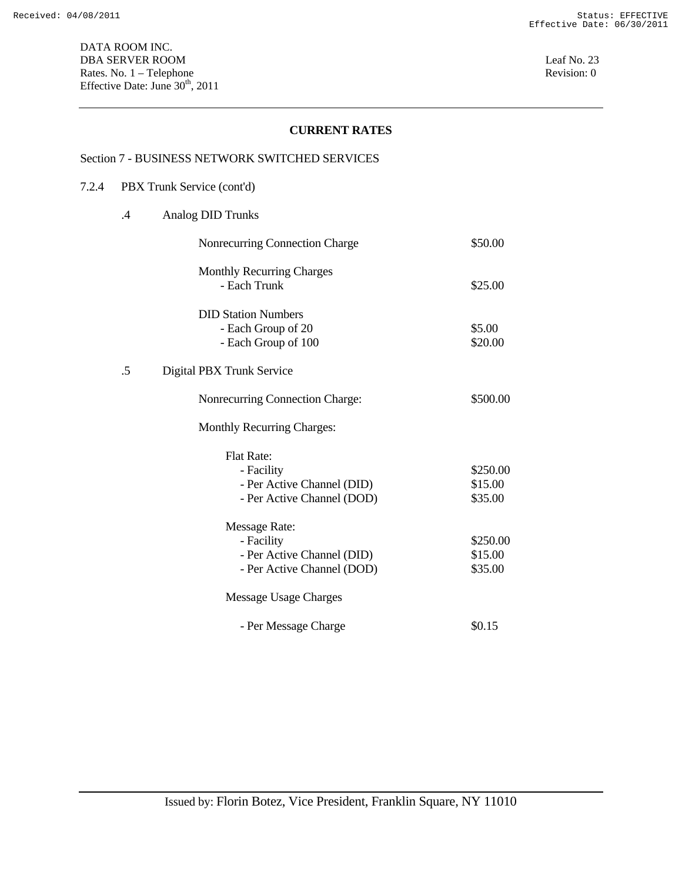## CURRENT RATES

Section 7 - BUSINESS NETWORK SWITCHED SERVICES

7.2.4 PBX Trunk Service (cont'd)

.4 Analog DID Trunks

| | |
|---|---|
| Nonrecurring Connection Charge | $50.00 |
| Monthly Recurring Charges | |
| - Each Trunk | $25.00 |
| DID Station Numbers | |
| - Each Group of 20 | $5.00 |
| - Each Group of 100 | $20.00 |

.5 Digital PBX Trunk Service

| | |
|---|---|
| Nonrecurring Connection Charge: | $500.00 |
| Monthly Recurring Charges: | |
| Flat Rate: | |
| - Facility | $250.00 |
| - Per Active Channel (DID) | $15.00 |
| - Per Active Channel (DOD) | $35.00 |
| Message Rate: | |
| - Facility | $250.00 |
| - Per Active Channel (DID) | $15.00 |
| - Per Active Channel (DOD) | $35.00 |
| Message Usage Charges | |
| - Per Message Charge | $0.15 |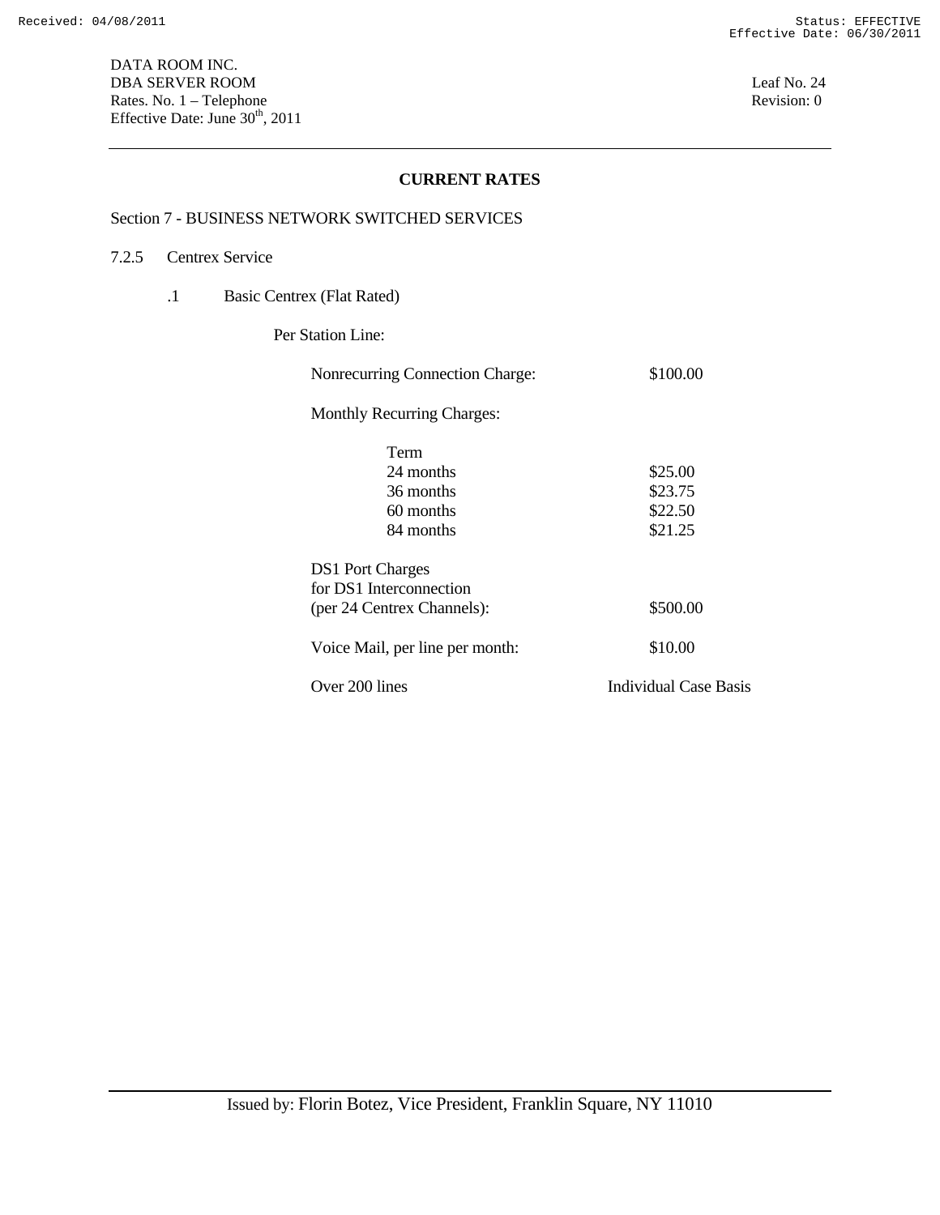DATA ROOM INC.
DBA SERVER ROOM
Rates. No. 1 – Telephone
Effective Date: June 30th, 2011

Leaf No. 24
Revision: 0

## CURRENT RATES

Section 7 - BUSINESS NETWORK SWITCHED SERVICES

7.2.5 Centrex Service

.1 Basic Centrex (Flat Rated)

Per Station Line:

| | |
|---|---|
| Nonrecurring Connection Charge: | $100.00 |
| Monthly Recurring Charges: | |
| Term | |
| 24 months | $25.00 |
| 36 months | $23.75 |
| 60 months | $22.50 |
| 84 months | $21.25 |
| DS1 Port Charges for DS1 Interconnection (per 24 Centrex Channels): | $500.00 |
| Voice Mail, per line per month: | $10.00 |
| Over 200 lines | Individual Case Basis |

Issued by: Florin Botez, Vice President, Franklin Square, NY 11010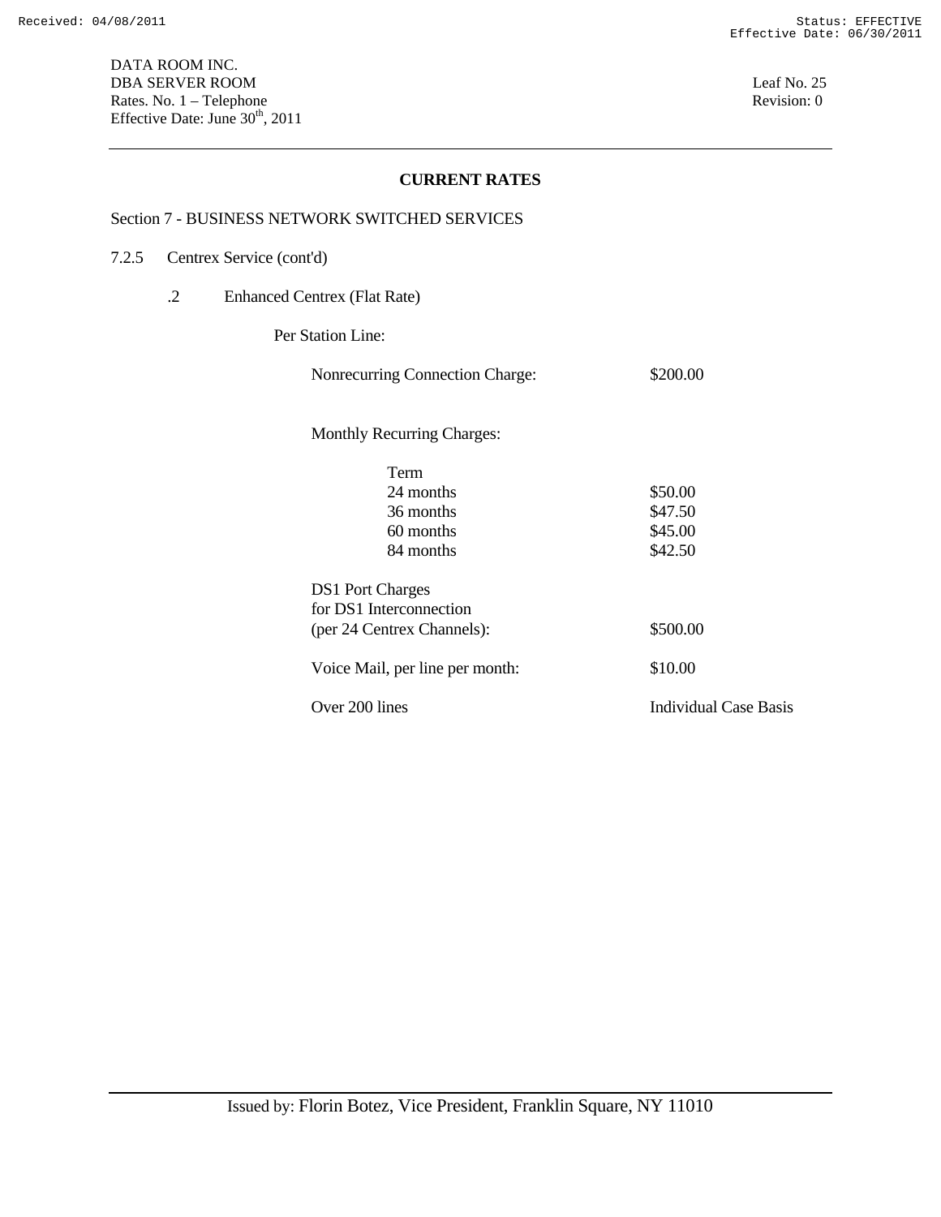## CURRENT RATES

Section 7 - BUSINESS NETWORK SWITCHED SERVICES

7.2.5 Centrex Service (cont'd)

.2 Enhanced Centrex (Flat Rate)

Per Station Line:

| | |
|---|---|
| Nonrecurring Connection Charge: | $200.00 |
| **Monthly Recurring Charges:** | |
| Term | |
| 24 months | $50.00 |
| 36 months | $47.50 |
| 60 months | $45.00 |
| 84 months | $42.50 |
| DS1 Port Charges for DS1 Interconnection (per 24 Centrex Channels): | $500.00 |
| Voice Mail, per line per month: | $10.00 |
| Over 200 lines | Individual Case Basis |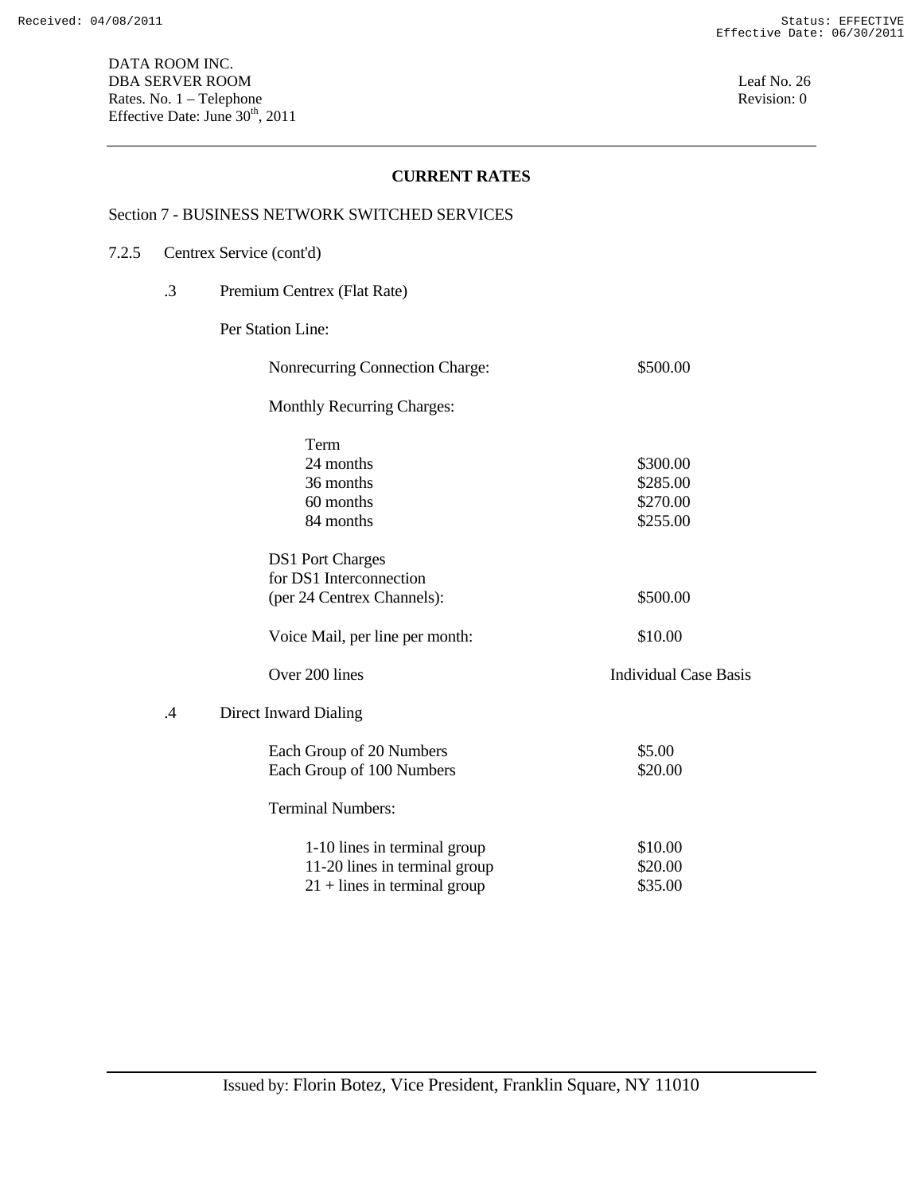DATA ROOM INC.
DBA SERVER ROOM
Rates. No. 1 – Telephone
Effective Date: June 30th, 2011

Leaf No. 26
Revision: 0

## CURRENT RATES

Section 7 - BUSINESS NETWORK SWITCHED SERVICES

7.2.5 Centrex Service (cont'd)

.3 Premium Centrex (Flat Rate)

Per Station Line:

| | |
|---|---|
| Nonrecurring Connection Charge: | $500.00 |
| Monthly Recurring Charges: | |
| Term | |
| 24 months | $300.00 |
| 36 months | $285.00 |
| 60 months | $270.00 |
| 84 months | $255.00 |
| DS1 Port Charges for DS1 Interconnection (per 24 Centrex Channels): | $500.00 |
| Voice Mail, per line per month: | $10.00 |
| Over 200 lines | Individual Case Basis |

.4 Direct Inward Dialing

| | |
|---|---|
| Each Group of 20 Numbers | $5.00 |
| Each Group of 100 Numbers | $20.00 |
| Terminal Numbers: | |
| 1-10 lines in terminal group | $10.00 |
| 11-20 lines in terminal group | $20.00 |
| 21 + lines in terminal group | $35.00 |

Issued by: Florin Botez, Vice President, Franklin Square, NY 11010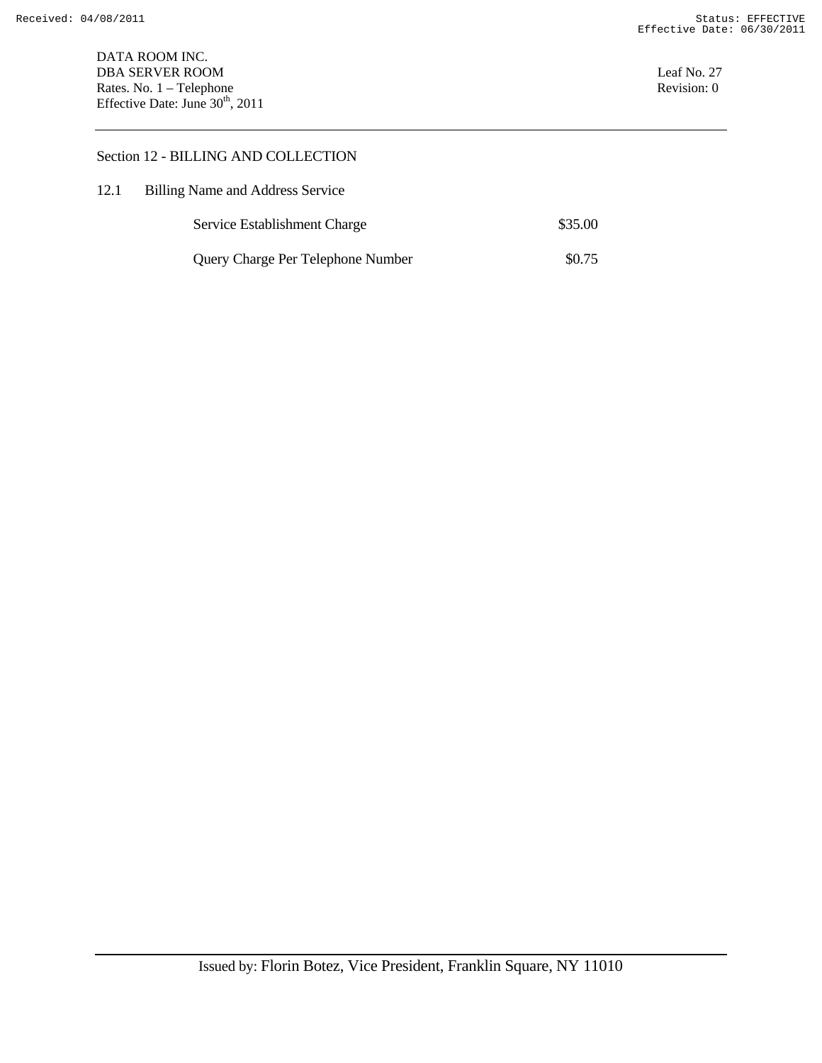DATA ROOM INC.
DBA SERVER ROOM
Rates. No. 1 – Telephone
Effective Date: June 30th, 2011

Leaf No. 27
Revision: 0

## Section 12 - BILLING AND COLLECTION

### 12.1 Billing Name and Address Service

| | |
|---|---|
| Service Establishment Charge | $35.00 |
| Query Charge Per Telephone Number | $0.75 |

Issued by: Florin Botez, Vice President, Franklin Square, NY 11010